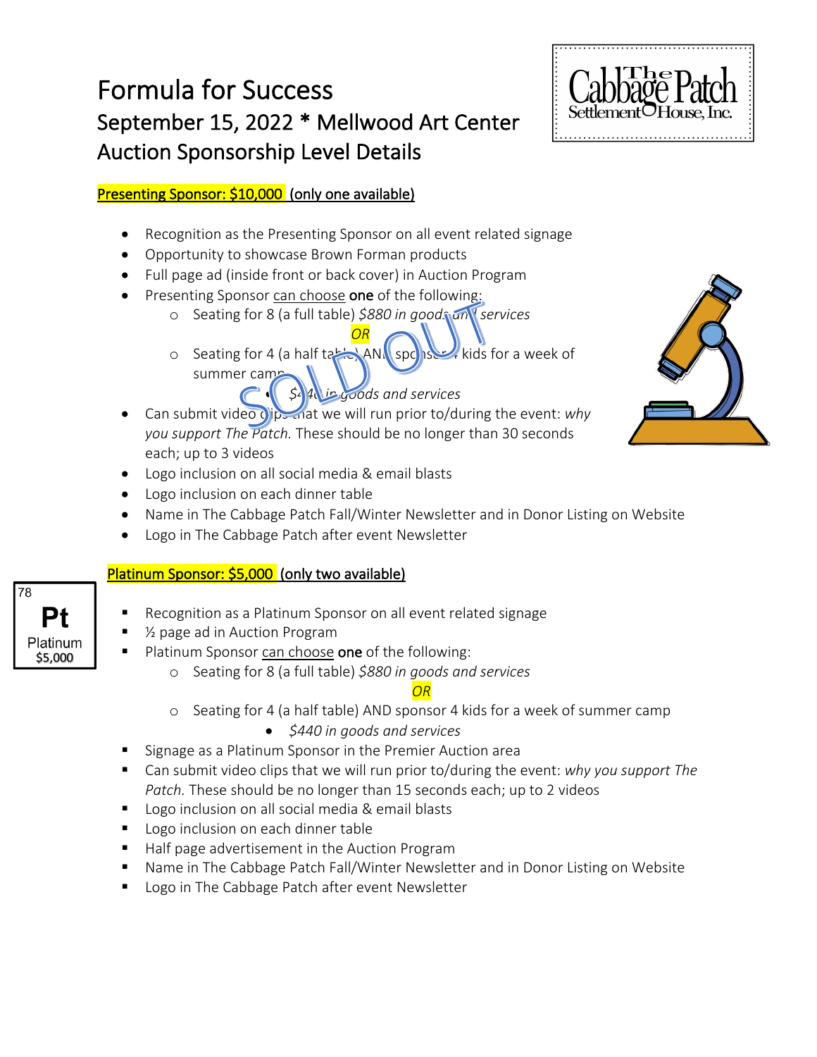# Formula for Success

## September 15, 2022 * Mellwood Art Center

## Auction Sponsorship Level Details

The Cabbage Patch Settlement House, Inc.

**Presenting Sponsor: $10,000 (only one available)**

SOLD OUT

- Recognition as the Presenting Sponsor on all event related signage
- Opportunity to showcase Brown Forman products
- Full page ad (inside front or back cover) in Auction Program
- Presenting Sponsor can choose **one** of the following:
  - Seating for 8 (a full table) *$880 in goods and services*

    *OR*
  - Seating for 4 (a half table) AND sponsor 4 kids for a week of summer camp
    - *$440 in goods and services*
- Can submit video clips that we will run prior to/during the event: *why you support The Patch.* These should be no longer than 30 seconds each; up to 3 videos
- Logo inclusion on all social media & email blasts
- Logo inclusion on each dinner table
- Name in The Cabbage Patch Fall/Winter Newsletter and in Donor Listing on Website
- Logo in The Cabbage Patch after event Newsletter

**Platinum Sponsor: $5,000 (only two available)**

78 Pt Platinum $5,000

- Recognition as a Platinum Sponsor on all event related signage
- ½ page ad in Auction Program
- Platinum Sponsor can choose **one** of the following:
  - Seating for 8 (a full table) *$880 in goods and services*

    *OR*
  - Seating for 4 (a half table) AND sponsor 4 kids for a week of summer camp
    - *$440 in goods and services*
- Signage as a Platinum Sponsor in the Premier Auction area
- Can submit video clips that we will run prior to/during the event: *why you support The Patch.* These should be no longer than 15 seconds each; up to 2 videos
- Logo inclusion on all social media & email blasts
- Logo inclusion on each dinner table
- Half page advertisement in the Auction Program
- Name in The Cabbage Patch Fall/Winter Newsletter and in Donor Listing on Website
- Logo in The Cabbage Patch after event Newsletter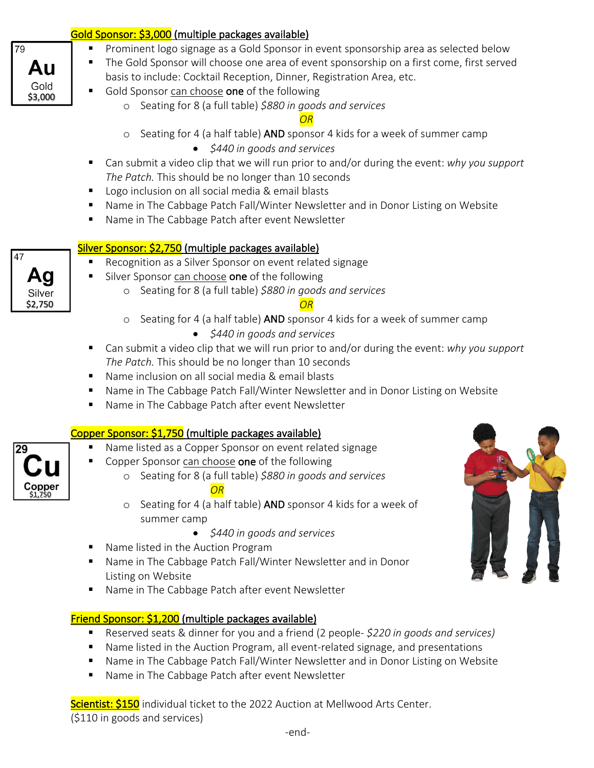**Gold Sponsor: $3,000 (multiple packages available)**

79
**Au**
Gold
$3,000

- Prominent logo signage as a Gold Sponsor in event sponsorship area as selected below
- The Gold Sponsor will choose one area of event sponsorship on a first come, first served basis to include: Cocktail Reception, Dinner, Registration Area, etc.
- Gold Sponsor can choose **one** of the following
  - Seating for 8 (a full table) *$880 in goods and services*

    *OR*
  - Seating for 4 (a half table) **AND** sponsor 4 kids for a week of summer camp
    - *$440 in goods and services*
- Can submit a video clip that we will run prior to and/or during the event: *why you support The Patch.* This should be no longer than 10 seconds
- Logo inclusion on all social media & email blasts
- Name in The Cabbage Patch Fall/Winter Newsletter and in Donor Listing on Website
- Name in The Cabbage Patch after event Newsletter

**Silver Sponsor: $2,750 (multiple packages available)**

47
**Ag**
Silver
$2,750

- Recognition as a Silver Sponsor on event related signage
- Silver Sponsor can choose **one** of the following
  - Seating for 8 (a full table) *$880 in goods and services*

    *OR*
  - Seating for 4 (a half table) **AND** sponsor 4 kids for a week of summer camp
    - *$440 in goods and services*
- Can submit a video clip that we will run prior to and/or during the event: *why you support The Patch.* This should be no longer than 10 seconds
- Name inclusion on all social media & email blasts
- Name in The Cabbage Patch Fall/Winter Newsletter and in Donor Listing on Website
- Name in The Cabbage Patch after event Newsletter

**Copper Sponsor: $1,750 (multiple packages available)**

29
**Cu**
Copper
$1,750

- Name listed as a Copper Sponsor on event related signage
- Copper Sponsor can choose **one** of the following
  - Seating for 8 (a full table) *$880 in goods and services*

    *OR*
  - Seating for 4 (a half table) **AND** sponsor 4 kids for a week of summer camp
    - *$440 in goods and services*
- Name listed in the Auction Program
- Name in The Cabbage Patch Fall/Winter Newsletter and in Donor Listing on Website
- Name in The Cabbage Patch after event Newsletter

**Friend Sponsor: $1,200 (multiple packages available)**

- Reserved seats & dinner for you and a friend (2 people- *$220 in goods and services)*
- Name listed in the Auction Program, all event-related signage, and presentations
- Name in The Cabbage Patch Fall/Winter Newsletter and in Donor Listing on Website
- Name in The Cabbage Patch after event Newsletter

**Scientist: $150** individual ticket to the 2022 Auction at Mellwood Arts Center.
($110 in goods and services)

-end-